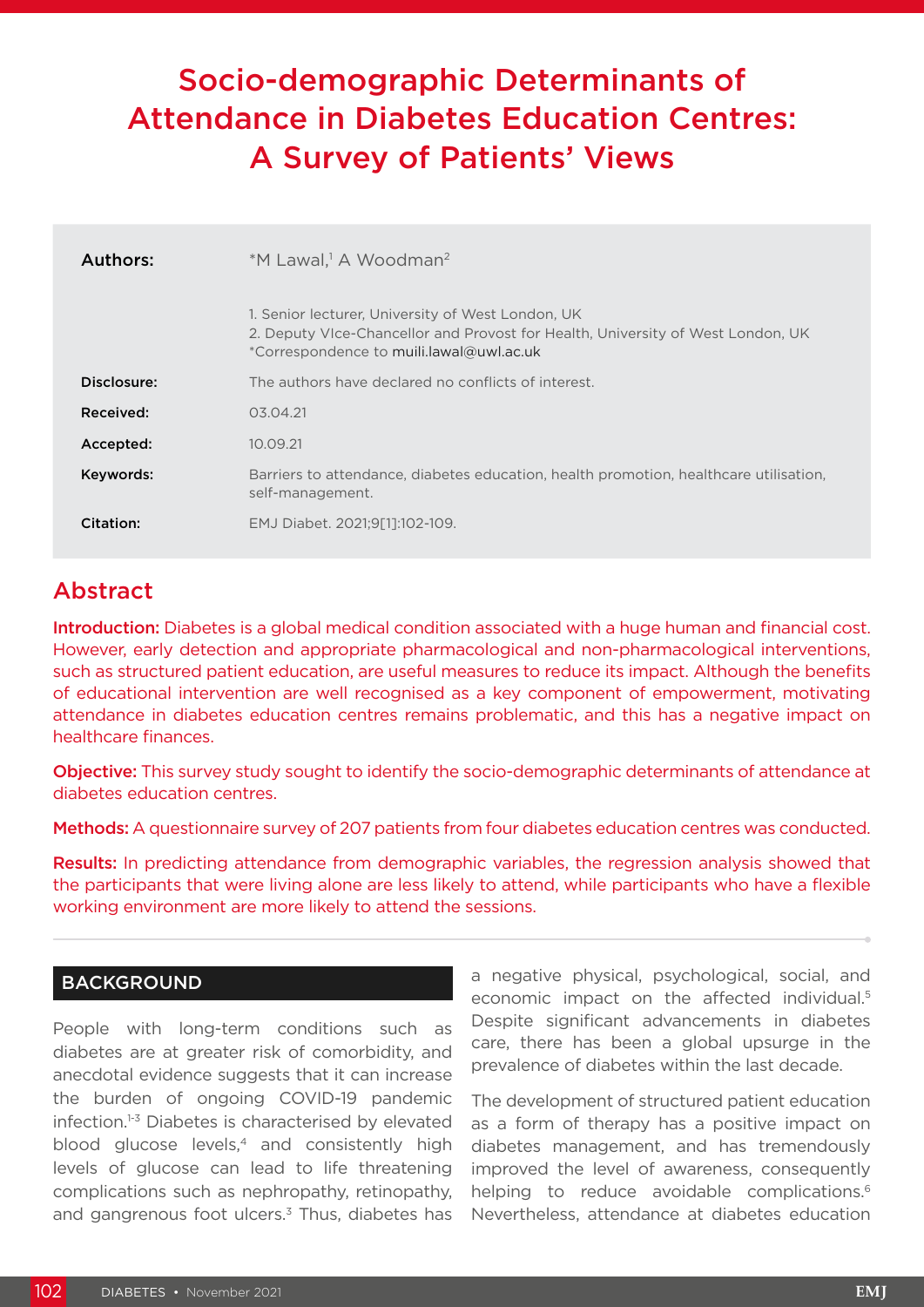# Socio-demographic Determinants of Attendance in Diabetes Education Centres: A Survey of Patients' Views

| | |
|---|---|
| **Authors:** | *M Lawal,[1] A Woodman[2] |
| | 1. Senior lecturer, University of West London, UK<br>2. Deputy VIce-Chancellor and Provost for Health, University of West London, UK<br>*Correspondence to muili.lawal@uwl.ac.uk |
| **Disclosure:** | The authors have declared no conflicts of interest. |
| **Received:** | 03.04.21 |
| **Accepted:** | 10.09.21 |
| **Keywords:** | Barriers to attendance, diabetes education, health promotion, healthcare utilisation, self-management. |
| **Citation:** | EMJ Diabet. 2021;9[1]:102-109. |

## Abstract

**Introduction:** Diabetes is a global medical condition associated with a huge human and financial cost. However, early detection and appropriate pharmacological and non-pharmacological interventions, such as structured patient education, are useful measures to reduce its impact. Although the benefits of educational intervention are well recognised as a key component of empowerment, motivating attendance in diabetes education centres remains problematic, and this has a negative impact on healthcare finances.

**Objective:** This survey study sought to identify the socio-demographic determinants of attendance at diabetes education centres.

**Methods:** A questionnaire survey of 207 patients from four diabetes education centres was conducted.

**Results:** In predicting attendance from demographic variables, the regression analysis showed that the participants that were living alone are less likely to attend, while participants who have a flexible working environment are more likely to attend the sessions.

## BACKGROUND

People with long-term conditions such as diabetes are at greater risk of comorbidity, and anecdotal evidence suggests that it can increase the burden of ongoing COVID-19 pandemic infection.[1-3] Diabetes is characterised by elevated blood glucose levels,[4] and consistently high levels of glucose can lead to life threatening complications such as nephropathy, retinopathy, and gangrenous foot ulcers.[3] Thus, diabetes has a negative physical, psychological, social, and economic impact on the affected individual.[5] Despite significant advancements in diabetes care, there has been a global upsurge in the prevalence of diabetes within the last decade.

The development of structured patient education as a form of therapy has a positive impact on diabetes management, and has tremendously improved the level of awareness, consequently helping to reduce avoidable complications.[6] Nevertheless, attendance at diabetes education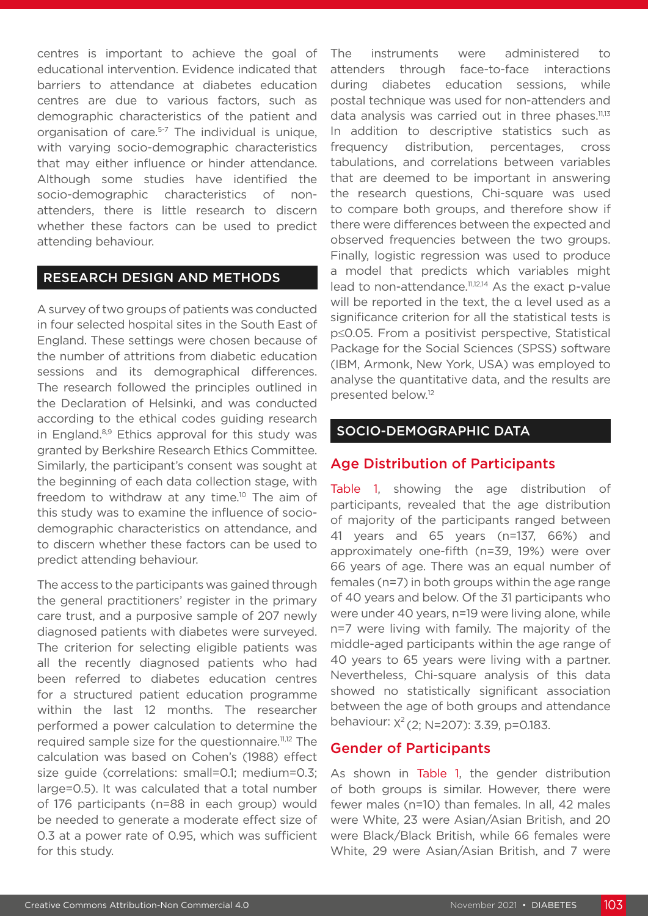centres is important to achieve the goal of educational intervention. Evidence indicated that barriers to attendance at diabetes education centres are due to various factors, such as demographic characteristics of the patient and organisation of care.[5-7] The individual is unique, with varying socio-demographic characteristics that may either influence or hinder attendance. Although some studies have identified the socio-demographic characteristics of non-attenders, there is little research to discern whether these factors can be used to predict attending behaviour.

## RESEARCH DESIGN AND METHODS

A survey of two groups of patients was conducted in four selected hospital sites in the South East of England. These settings were chosen because of the number of attritions from diabetic education sessions and its demographical differences. The research followed the principles outlined in the Declaration of Helsinki, and was conducted according to the ethical codes guiding research in England.[8,9] Ethics approval for this study was granted by Berkshire Research Ethics Committee. Similarly, the participant's consent was sought at the beginning of each data collection stage, with freedom to withdraw at any time.[10] The aim of this study was to examine the influence of socio-demographic characteristics on attendance, and to discern whether these factors can be used to predict attending behaviour.

The access to the participants was gained through the general practitioners' register in the primary care trust, and a purposive sample of 207 newly diagnosed patients with diabetes were surveyed. The criterion for selecting eligible patients was all the recently diagnosed patients who had been referred to diabetes education centres for a structured patient education programme within the last 12 months. The researcher performed a power calculation to determine the required sample size for the questionnaire.[11,12] The calculation was based on Cohen's (1988) effect size guide (correlations: small=0.1; medium=0.3; large=0.5). It was calculated that a total number of 176 participants (n=88 in each group) would be needed to generate a moderate effect size of 0.3 at a power rate of 0.95, which was sufficient for this study.

The instruments were administered to attenders through face-to-face interactions during diabetes education sessions, while postal technique was used for non-attenders and data analysis was carried out in three phases.[11,13] In addition to descriptive statistics such as frequency distribution, percentages, cross tabulations, and correlations between variables that are deemed to be important in answering the research questions, Chi-square was used to compare both groups, and therefore show if there were differences between the expected and observed frequencies between the two groups. Finally, logistic regression was used to produce a model that predicts which variables might lead to non-attendance.[11,12,14] As the exact p-value will be reported in the text, the α level used as a significance criterion for all the statistical tests is $p \leq 0.05$. From a positivist perspective, Statistical Package for the Social Sciences (SPSS) software (IBM, Armonk, New York, USA) was employed to analyse the quantitative data, and the results are presented below.[12]

## SOCIO-DEMOGRAPHIC DATA

### Age Distribution of Participants

Table 1, showing the age distribution of participants, revealed that the age distribution of majority of the participants ranged between 41 years and 65 years (n=137, 66%) and approximately one-fifth (n=39, 19%) were over 66 years of age. There was an equal number of females (n=7) in both groups within the age range of 40 years and below. Of the 31 participants who were under 40 years, n=19 were living alone, while n=7 were living with family. The majority of the middle-aged participants within the age range of 40 years to 65 years were living with a partner. Nevertheless, Chi-square analysis of this data showed no statistically significant association between the age of both groups and attendance behaviour: $\chi^2$ (2; N=207): 3.39, p=0.183.

### Gender of Participants

As shown in Table 1, the gender distribution of both groups is similar. However, there were fewer males (n=10) than females. In all, 42 males were White, 23 were Asian/Asian British, and 20 were Black/Black British, while 66 females were White, 29 were Asian/Asian British, and 7 were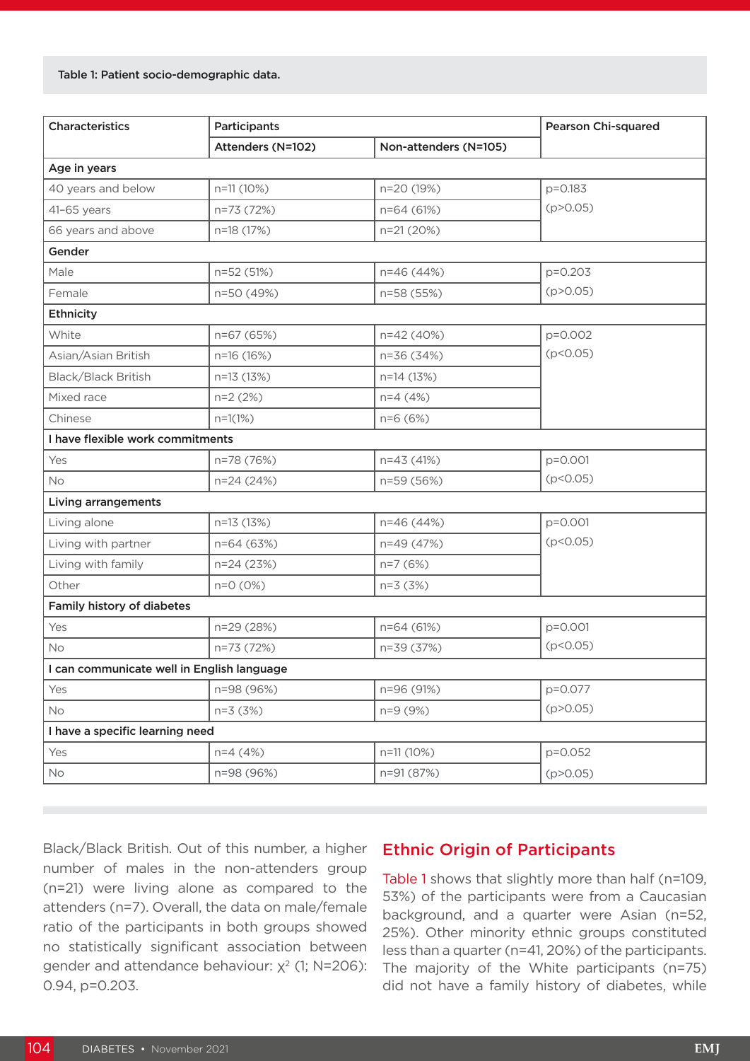Table 1: Patient socio-demographic data.

| Characteristics | Participants | | Pearson Chi-squared |
|---|---|---|---|
| | Attenders (N=102) | Non-attenders (N=105) | |
| **Age in years** | | | |
| 40 years and below | n=11 (10%) | n=20 (19%) | p=0.183 (p>0.05) |
| 41–65 years | n=73 (72%) | n=64 (61%) | |
| 66 years and above | n=18 (17%) | n=21 (20%) | |
| **Gender** | | | |
| Male | n=52 (51%) | n=46 (44%) | p=0.203 (p>0.05) |
| Female | n=50 (49%) | n=58 (55%) | |
| **Ethnicity** | | | |
| White | n=67 (65%) | n=42 (40%) | p=0.002 (p<0.05) |
| Asian/Asian British | n=16 (16%) | n=36 (34%) | |
| Black/Black British | n=13 (13%) | n=14 (13%) | |
| Mixed race | n=2 (2%) | n=4 (4%) | |
| Chinese | n=1(1%) | n=6 (6%) | |
| **I have flexible work commitments** | | | |
| Yes | n=78 (76%) | n=43 (41%) | p=0.001 (p<0.05) |
| No | n=24 (24%) | n=59 (56%) | |
| **Living arrangements** | | | |
| Living alone | n=13 (13%) | n=46 (44%) | p=0.001 (p<0.05) |
| Living with partner | n=64 (63%) | n=49 (47%) | |
| Living with family | n=24 (23%) | n=7 (6%) | |
| Other | n=0 (0%) | n=3 (3%) | |
| **Family history of diabetes** | | | |
| Yes | n=29 (28%) | n=64 (61%) | p=0.001 (p<0.05) |
| No | n=73 (72%) | n=39 (37%) | |
| **I can communicate well in English language** | | | |
| Yes | n=98 (96%) | n=96 (91%) | p=0.077 (p>0.05) |
| No | n=3 (3%) | n=9 (9%) | |
| **I have a specific learning need** | | | |
| Yes | n=4 (4%) | n=11 (10%) | p=0.052 (p>0.05) |
| No | n=98 (96%) | n=91 (87%) | |

Black/Black British. Out of this number, a higher number of males in the non-attenders group (n=21) were living alone as compared to the attenders (n=7). Overall, the data on male/female ratio of the participants in both groups showed no statistically significant association between gender and attendance behaviour: $\chi^2$ (1; N=206): 0.94, p=0.203.

## Ethnic Origin of Participants

Table 1 shows that slightly more than half (n=109, 53%) of the participants were from a Caucasian background, and a quarter were Asian (n=52, 25%). Other minority ethnic groups constituted less than a quarter (n=41, 20%) of the participants. The majority of the White participants (n=75) did not have a family history of diabetes, while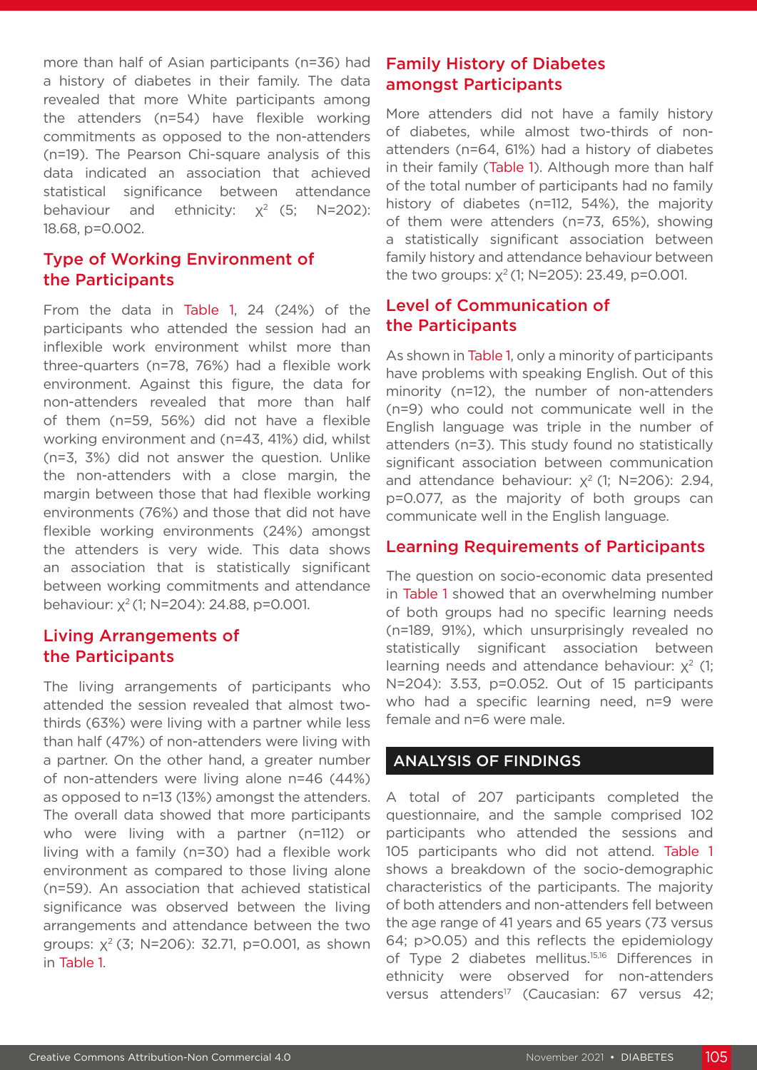more than half of Asian participants (n=36) had a history of diabetes in their family. The data revealed that more White participants among the attenders (n=54) have flexible working commitments as opposed to the non-attenders (n=19). The Pearson Chi-square analysis of this data indicated an association that achieved statistical significance between attendance behaviour and ethnicity: $\chi^2$ (5; N=202): 18.68, p=0.002.

## Type of Working Environment of the Participants

From the data in Table 1, 24 (24%) of the participants who attended the session had an inflexible work environment whilst more than three-quarters (n=78, 76%) had a flexible work environment. Against this figure, the data for non-attenders revealed that more than half of them (n=59, 56%) did not have a flexible working environment and (n=43, 41%) did, whilst (n=3, 3%) did not answer the question. Unlike the non-attenders with a close margin, the margin between those that had flexible working environments (76%) and those that did not have flexible working environments (24%) amongst the attenders is very wide. This data shows an association that is statistically significant between working commitments and attendance behaviour: $\chi^2$ (1; N=204): 24.88, p=0.001.

## Living Arrangements of the Participants

The living arrangements of participants who attended the session revealed that almost two-thirds (63%) were living with a partner while less than half (47%) of non-attenders were living with a partner. On the other hand, a greater number of non-attenders were living alone n=46 (44%) as opposed to n=13 (13%) amongst the attenders. The overall data showed that more participants who were living with a partner (n=112) or living with a family (n=30) had a flexible work environment as compared to those living alone (n=59). An association that achieved statistical significance was observed between the living arrangements and attendance between the two groups: $\chi^2$ (3; N=206): 32.71, p=0.001, as shown in Table 1.

## Family History of Diabetes amongst Participants

More attenders did not have a family history of diabetes, while almost two-thirds of non-attenders (n=64, 61%) had a history of diabetes in their family (Table 1). Although more than half of the total number of participants had no family history of diabetes (n=112, 54%), the majority of them were attenders (n=73, 65%), showing a statistically significant association between family history and attendance behaviour between the two groups: $\chi^2$ (1; N=205): 23.49, p=0.001.

## Level of Communication of the Participants

As shown in Table 1, only a minority of participants have problems with speaking English. Out of this minority (n=12), the number of non-attenders (n=9) who could not communicate well in the English language was triple in the number of attenders (n=3). This study found no statistically significant association between communication and attendance behaviour: $\chi^2$ (1; N=206): 2.94, p=0.077, as the majority of both groups can communicate well in the English language.

## Learning Requirements of Participants

The question on socio-economic data presented in Table 1 showed that an overwhelming number of both groups had no specific learning needs (n=189, 91%), which unsurprisingly revealed no statistically significant association between learning needs and attendance behaviour: $\chi^2$ (1; N=204): 3.53, p=0.052. Out of 15 participants who had a specific learning need, n=9 were female and n=6 were male.

# ANALYSIS OF FINDINGS

A total of 207 participants completed the questionnaire, and the sample comprised 102 participants who attended the sessions and 105 participants who did not attend. Table 1 shows a breakdown of the socio-demographic characteristics of the participants. The majority of both attenders and non-attenders fell between the age range of 41 years and 65 years (73 versus 64; p>0.05) and this reflects the epidemiology of Type 2 diabetes mellitus.[15,16] Differences in ethnicity were observed for non-attenders versus attenders[17] (Caucasian: 67 versus 42;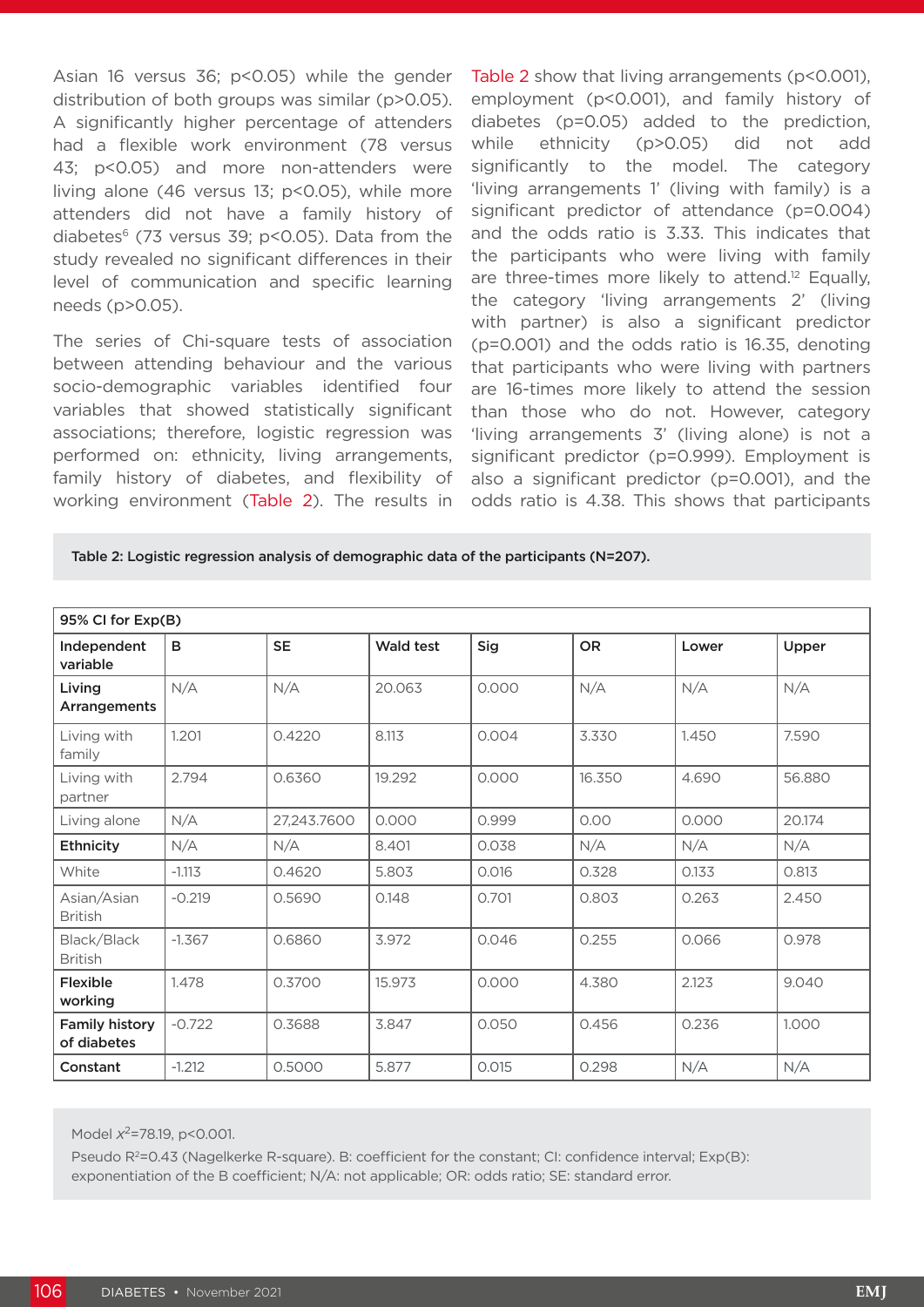Asian 16 versus 36; $p<0.05$) while the gender distribution of both groups was similar ($p>0.05$). A significantly higher percentage of attenders had a flexible work environment (78 versus 43; $p<0.05$) and more non-attenders were living alone (46 versus 13; $p<0.05$), while more attenders did not have a family history of diabetes[6] (73 versus 39; $p<0.05$). Data from the study revealed no significant differences in their level of communication and specific learning needs ($p>0.05$).

The series of Chi-square tests of association between attending behaviour and the various socio-demographic variables identified four variables that showed statistically significant associations; therefore, logistic regression was performed on: ethnicity, living arrangements, family history of diabetes, and flexibility of working environment (Table 2). The results in Table 2 show that living arrangements ($p<0.001$), employment ($p<0.001$), and family history of diabetes ($p=0.05$) added to the prediction, while ethnicity ($p>0.05$) did not add significantly to the model. The category 'living arrangements 1' (living with family) is a significant predictor of attendance ($p=0.004$) and the odds ratio is 3.33. This indicates that the participants who were living with family are three-times more likely to attend.[12] Equally, the category 'living arrangements 2' (living with partner) is also a significant predictor ($p=0.001$) and the odds ratio is 16.35, denoting that participants who were living with partners are 16-times more likely to attend the session than those who do not. However, category 'living arrangements 3' (living alone) is not a significant predictor ($p=0.999$). Employment is also a significant predictor ($p=0.001$), and the odds ratio is 4.38. This shows that participants

**Table 2: Logistic regression analysis of demographic data of the participants (N=207).**

| | | | | | | 95% CI for Exp(B) | |
|---|---|---|---|---|---|---|---|
| **Independent variable** | **B** | **SE** | **Wald test** | **Sig** | **OR** | **Lower** | **Upper** |
| **Living Arrangements** | N/A | N/A | 20.063 | 0.000 | N/A | N/A | N/A |
| Living with family | 1.201 | 0.4220 | 8.113 | 0.004 | 3.330 | 1.450 | 7.590 |
| Living with partner | 2.794 | 0.6360 | 19.292 | 0.000 | 16.350 | 4.690 | 56.880 |
| Living alone | N/A | 27,243.7600 | 0.000 | 0.999 | 0.00 | 0.000 | 20.174 |
| **Ethnicity** | N/A | N/A | 8.401 | 0.038 | N/A | N/A | N/A |
| White | -1.113 | 0.4620 | 5.803 | 0.016 | 0.328 | 0.133 | 0.813 |
| Asian/Asian British | -0.219 | 0.5690 | 0.148 | 0.701 | 0.803 | 0.263 | 2.450 |
| Black/Black British | -1.367 | 0.6860 | 3.972 | 0.046 | 0.255 | 0.066 | 0.978 |
| **Flexible working** | 1.478 | 0.3700 | 15.973 | 0.000 | 4.380 | 2.123 | 9.040 |
| **Family history of diabetes** | -0.722 | 0.3688 | 3.847 | 0.050 | 0.456 | 0.236 | 1.000 |
| **Constant** | -1.212 | 0.5000 | 5.877 | 0.015 | 0.298 | N/A | N/A |

Model $x^2$=78.19, $p<0.001$.

Pseudo $R^2$=0.43 (Nagelkerke R-square). B: coefficient for the constant; CI: confidence interval; Exp(B): exponentiation of the B coefficient; N/A: not applicable; OR: odds ratio; SE: standard error.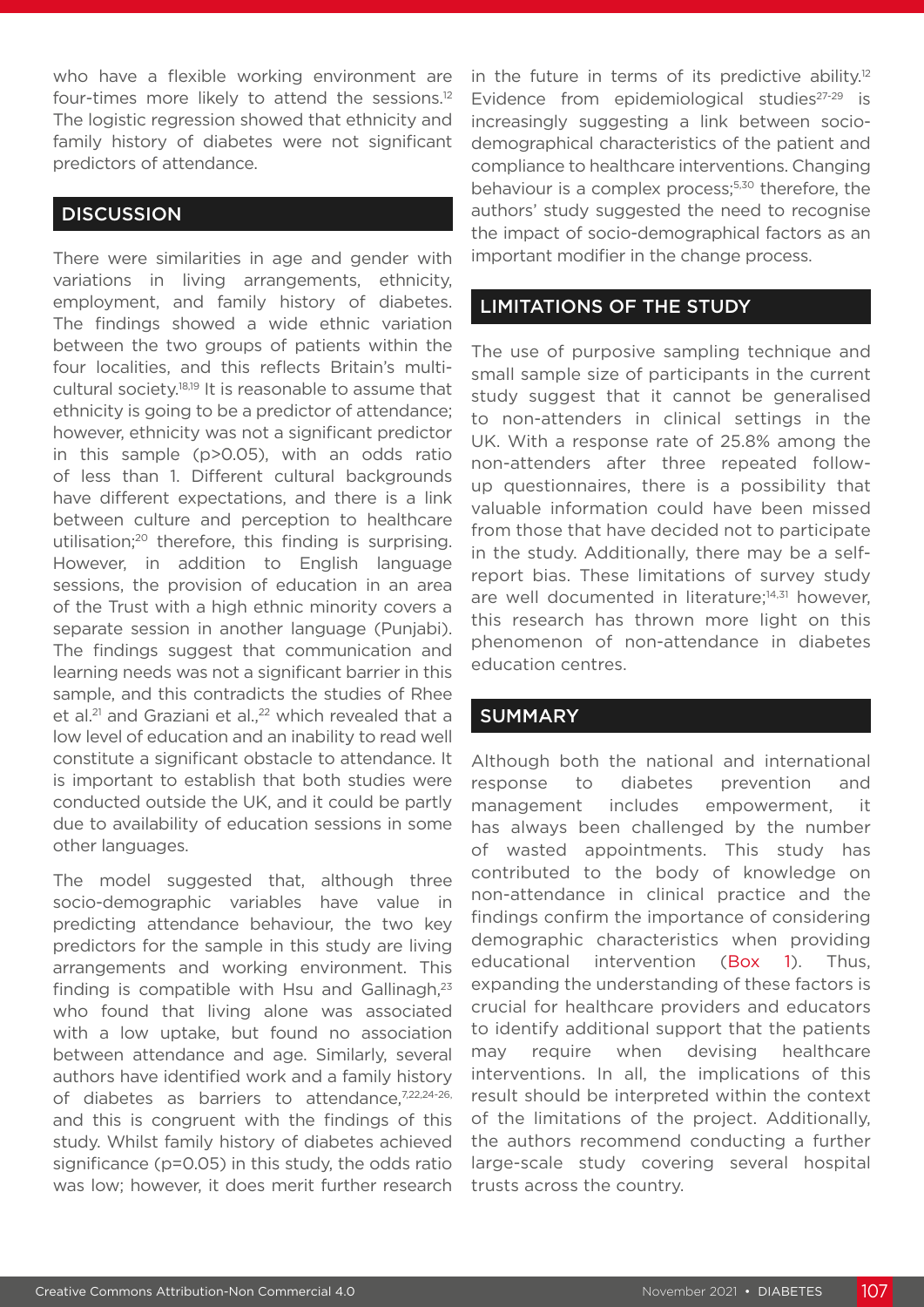who have a flexible working environment are four-times more likely to attend the sessions.[12] The logistic regression showed that ethnicity and family history of diabetes were not significant predictors of attendance.

## DISCUSSION

There were similarities in age and gender with variations in living arrangements, ethnicity, employment, and family history of diabetes. The findings showed a wide ethnic variation between the two groups of patients within the four localities, and this reflects Britain's multicultural society.[18,19] It is reasonable to assume that ethnicity is going to be a predictor of attendance; however, ethnicity was not a significant predictor in this sample ($p>0.05$), with an odds ratio of less than 1. Different cultural backgrounds have different expectations, and there is a link between culture and perception to healthcare utilisation;[20] therefore, this finding is surprising. However, in addition to English language sessions, the provision of education in an area of the Trust with a high ethnic minority covers a separate session in another language (Punjabi). The findings suggest that communication and learning needs was not a significant barrier in this sample, and this contradicts the studies of Rhee et al.[21] and Graziani et al.,[22] which revealed that a low level of education and an inability to read well constitute a significant obstacle to attendance. It is important to establish that both studies were conducted outside the UK, and it could be partly due to availability of education sessions in some other languages.

The model suggested that, although three socio-demographic variables have value in predicting attendance behaviour, the two key predictors for the sample in this study are living arrangements and working environment. This finding is compatible with Hsu and Gallinagh,[23] who found that living alone was associated with a low uptake, but found no association between attendance and age. Similarly, several authors have identified work and a family history of diabetes as barriers to attendance,[7,22,24-26] and this is congruent with the findings of this study. Whilst family history of diabetes achieved significance ($p=0.05$) in this study, the odds ratio was low; however, it does merit further research in the future in terms of its predictive ability.[12] Evidence from epidemiological studies[27-29] is increasingly suggesting a link between socio-demographical characteristics of the patient and compliance to healthcare interventions. Changing behaviour is a complex process;[5,30] therefore, the authors' study suggested the need to recognise the impact of socio-demographical factors as an important modifier in the change process.

## LIMITATIONS OF THE STUDY

The use of purposive sampling technique and small sample size of participants in the current study suggest that it cannot be generalised to non-attenders in clinical settings in the UK. With a response rate of 25.8% among the non-attenders after three repeated follow-up questionnaires, there is a possibility that valuable information could have been missed from those that have decided not to participate in the study. Additionally, there may be a self-report bias. These limitations of survey study are well documented in literature;[14,31] however, this research has thrown more light on this phenomenon of non-attendance in diabetes education centres.

## SUMMARY

Although both the national and international response to diabetes prevention and management includes empowerment, it has always been challenged by the number of wasted appointments. This study has contributed to the body of knowledge on non-attendance in clinical practice and the findings confirm the importance of considering demographic characteristics when providing educational intervention (Box 1). Thus, expanding the understanding of these factors is crucial for healthcare providers and educators to identify additional support that the patients may require when devising healthcare interventions. In all, the implications of this result should be interpreted within the context of the limitations of the project. Additionally, the authors recommend conducting a further large-scale study covering several hospital trusts across the country.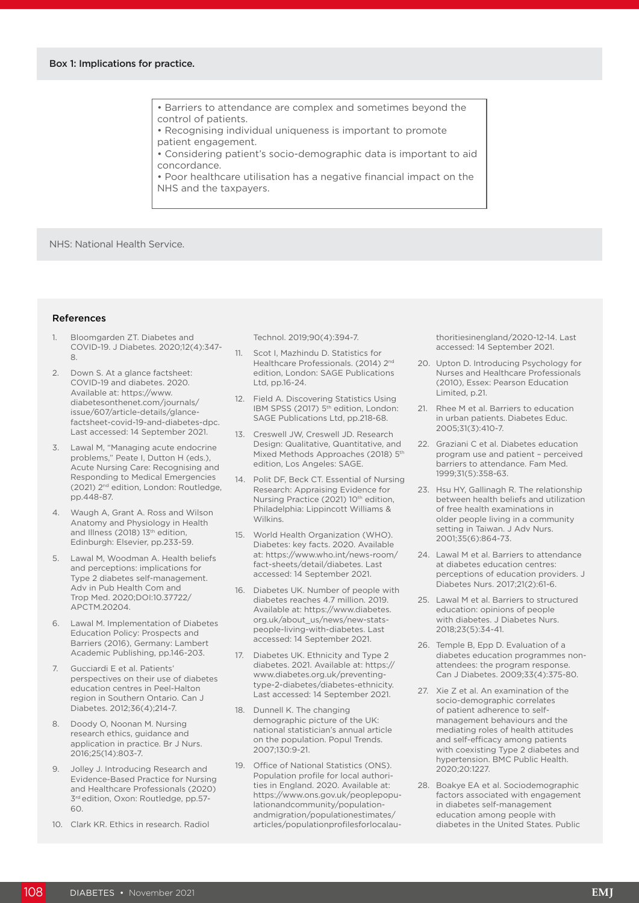**Box 1: Implications for practice.**

- Barriers to attendance are complex and sometimes beyond the control of patients.
- Recognising individual uniqueness is important to promote patient engagement.
- Considering patient's socio-demographic data is important to aid concordance.
- Poor healthcare utilisation has a negative financial impact on the NHS and the taxpayers.

NHS: National Health Service.

## References

1. Bloomgarden ZT. Diabetes and COVID-19. J Diabetes. 2020;12(4):347-8.
2. Down S. At a glance factsheet: COVID-19 and diabetes. 2020. Available at: https://www.diabetesonthenet.com/journals/issue/607/article-details/glance-factsheet-covid-19-and-diabetes-dpc. Last accessed: 14 September 2021.
3. Lawal M, "Managing acute endocrine problems," Peate I, Dutton H (eds.), Acute Nursing Care: Recognising and Responding to Medical Emergencies (2021) 2nd edition, London: Routledge, pp.448-87.
4. Waugh A, Grant A. Ross and Wilson Anatomy and Physiology in Health and Illness (2018) 13th edition, Edinburgh: Elsevier, pp.233-59.
5. Lawal M, Woodman A. Health beliefs and perceptions: implications for Type 2 diabetes self-management. Adv in Pub Health Com and Trop Med. 2020;DOI:10.37722/APCTM.20204.
6. Lawal M. Implementation of Diabetes Education Policy: Prospects and Barriers (2016), Germany: Lambert Academic Publishing, pp.146-203.
7. Gucciardi E et al. Patients' perspectives on their use of diabetes education centres in Peel-Halton region in Southern Ontario. Can J Diabetes. 2012;36(4);214-7.
8. Doody O, Noonan M. Nursing research ethics, guidance and application in practice. Br J Nurs. 2016;25(14):803-7.
9. Jolley J. Introducing Research and Evidence-Based Practice for Nursing and Healthcare Professionals (2020) 3rd edition, Oxon: Routledge, pp.57-60.
10. Clark KR. Ethics in research. Radiol Technol. 2019;90(4):394-7.
11. Scot I, Mazhindu D. Statistics for Healthcare Professionals. (2014) 2nd edition, London: SAGE Publications Ltd, pp.16-24.
12. Field A. Discovering Statistics Using IBM SPSS (2017) 5th edition, London: SAGE Publications Ltd, pp.218-68.
13. Creswell JW, Creswell JD. Research Design: Qualitative, Quantitative, and Mixed Methods Approaches (2018) 5th edition, Los Angeles: SAGE.
14. Polit DF, Beck CT. Essential of Nursing Research: Appraising Evidence for Nursing Practice (2021) 10th edition, Philadelphia: Lippincott Williams & Wilkins.
15. World Health Organization (WHO). Diabetes: key facts. 2020. Available at: https://www.who.int/news-room/fact-sheets/detail/diabetes. Last accessed: 14 September 2021.
16. Diabetes UK. Number of people with diabetes reaches 4.7 million. 2019. Available at: https://www.diabetes.org.uk/about_us/news/new-stats-people-living-with-diabetes. Last accessed: 14 September 2021.
17. Diabetes UK. Ethnicity and Type 2 diabetes. 2021. Available at: https://www.diabetes.org.uk/preventing-type-2-diabetes/diabetes-ethnicity. Last accessed: 14 September 2021.
18. Dunnell K. The changing demographic picture of the UK: national statistician's annual article on the population. Popul Trends. 2007;130:9-21.
19. Office of National Statistics (ONS). Population profile for local authorities in England. 2020. Available at: https://www.ons.gov.uk/peoplepopulationandcommunity/populationandmigration/populationestimates/articles/populationprofilesforlocalauthoritiesinengland/2020-12-14. Last accessed: 14 September 2021.
20. Upton D. Introducing Psychology for Nurses and Healthcare Professionals (2010), Essex: Pearson Education Limited, p.21.
21. Rhee M et al. Barriers to education in urban patients. Diabetes Educ. 2005;31(3):410-7.
22. Graziani C et al. Diabetes education program use and patient – perceived barriers to attendance. Fam Med. 1999;31(5):358-63.
23. Hsu HY, Gallinagh R. The relationship between health beliefs and utilization of free health examinations in older people living in a community setting in Taiwan. J Adv Nurs. 2001;35(6):864-73.
24. Lawal M et al. Barriers to attendance at diabetes education centres: perceptions of education providers. J Diabetes Nurs. 2017;21(2):61-6.
25. Lawal M et al. Barriers to structured education: opinions of people with diabetes. J Diabetes Nurs. 2018;23(5):34-41.
26. Temple B, Epp D. Evaluation of a diabetes education programmes non-attendees: the program response. Can J Diabetes. 2009;33(4):375-80.
27. Xie Z et al. An examination of the socio-demographic correlates of patient adherence to self-management behaviours and the mediating roles of health attitudes and self-efficacy among patients with coexisting Type 2 diabetes and hypertension. BMC Public Health. 2020;20:1227.
28. Boakye EA et al. Sociodemographic factors associated with engagement in diabetes self-management education among people with diabetes in the United States. Public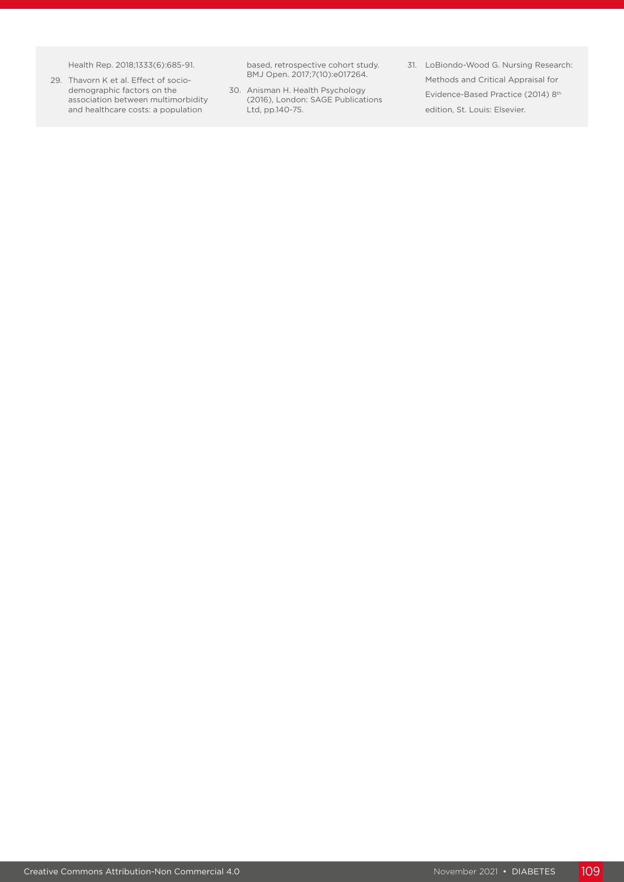Health Rep. 2018;1333(6):685-91.

29. Thavorn K et al. Effect of socio-demographic factors on the association between multimorbidity and healthcare costs: a population based, retrospective cohort study. BMJ Open. 2017;7(10):e017264.

30. Anisman H. Health Psychology (2016), London: SAGE Publications Ltd, pp.140-75.

31. LoBiondo-Wood G. Nursing Research: Methods and Critical Appraisal for Evidence-Based Practice (2014) 8th edition, St. Louis: Elsevier.